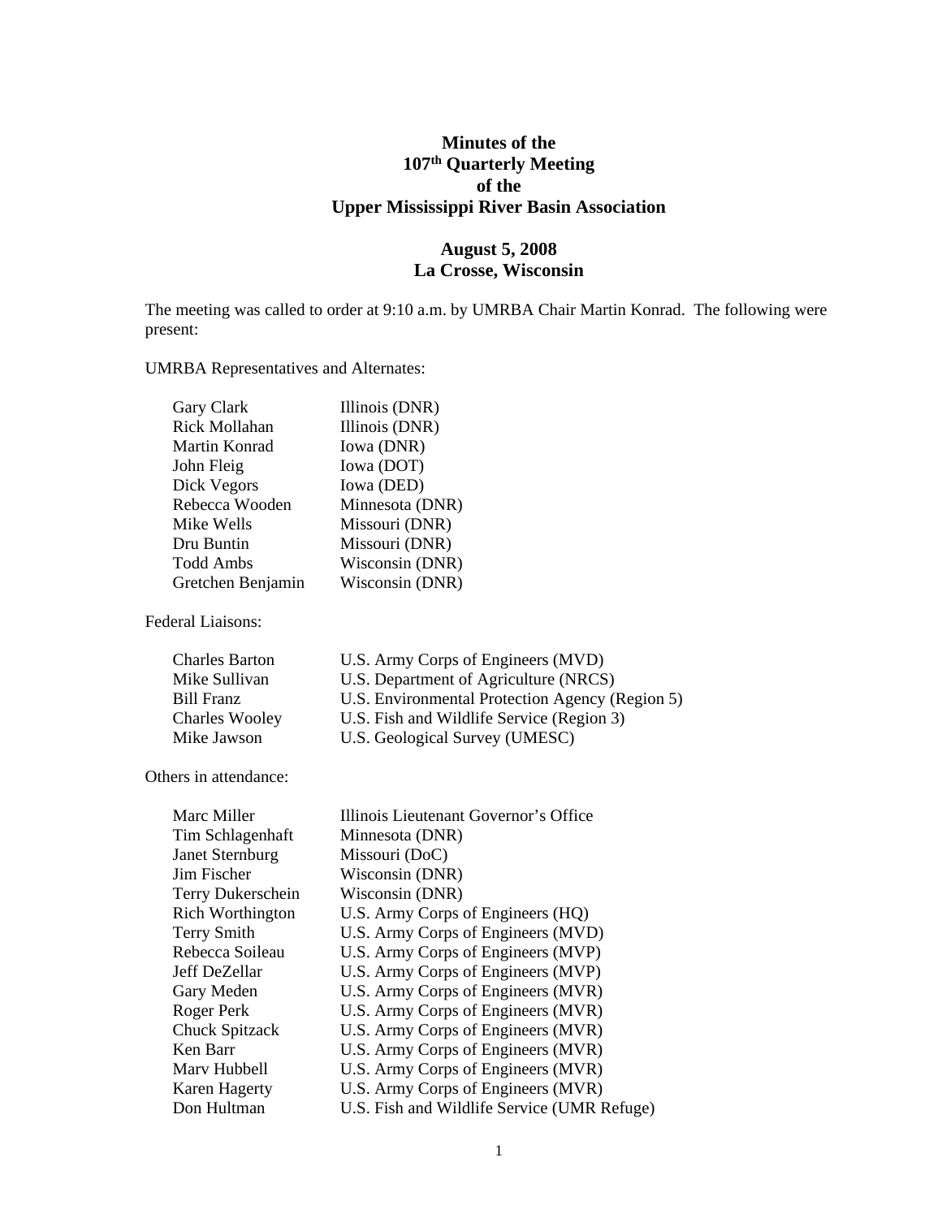# Minutes of the 107th Quarterly Meeting of the Upper Mississippi River Basin Association

## August 5, 2008
## La Crosse, Wisconsin

The meeting was called to order at 9:10 a.m. by UMRBA Chair Martin Konrad. The following were present:

UMRBA Representatives and Alternates:

| | |
|---|---|
| Gary Clark | Illinois (DNR) |
| Rick Mollahan | Illinois (DNR) |
| Martin Konrad | Iowa (DNR) |
| John Fleig | Iowa (DOT) |
| Dick Vegors | Iowa (DED) |
| Rebecca Wooden | Minnesota (DNR) |
| Mike Wells | Missouri (DNR) |
| Dru Buntin | Missouri (DNR) |
| Todd Ambs | Wisconsin (DNR) |
| Gretchen Benjamin | Wisconsin (DNR) |

Federal Liaisons:

| | |
|---|---|
| Charles Barton | U.S. Army Corps of Engineers (MVD) |
| Mike Sullivan | U.S. Department of Agriculture (NRCS) |
| Bill Franz | U.S. Environmental Protection Agency (Region 5) |
| Charles Wooley | U.S. Fish and Wildlife Service (Region 3) |
| Mike Jawson | U.S. Geological Survey (UMESC) |

Others in attendance:

| | |
|---|---|
| Marc Miller | Illinois Lieutenant Governor's Office |
| Tim Schlagenhaft | Minnesota (DNR) |
| Janet Sternburg | Missouri (DoC) |
| Jim Fischer | Wisconsin (DNR) |
| Terry Dukerschein | Wisconsin (DNR) |
| Rich Worthington | U.S. Army Corps of Engineers (HQ) |
| Terry Smith | U.S. Army Corps of Engineers (MVD) |
| Rebecca Soileau | U.S. Army Corps of Engineers (MVP) |
| Jeff DeZellar | U.S. Army Corps of Engineers (MVP) |
| Gary Meden | U.S. Army Corps of Engineers (MVR) |
| Roger Perk | U.S. Army Corps of Engineers (MVR) |
| Chuck Spitzack | U.S. Army Corps of Engineers (MVR) |
| Ken Barr | U.S. Army Corps of Engineers (MVR) |
| Marv Hubbell | U.S. Army Corps of Engineers (MVR) |
| Karen Hagerty | U.S. Army Corps of Engineers (MVR) |
| Don Hultman | U.S. Fish and Wildlife Service (UMR Refuge) |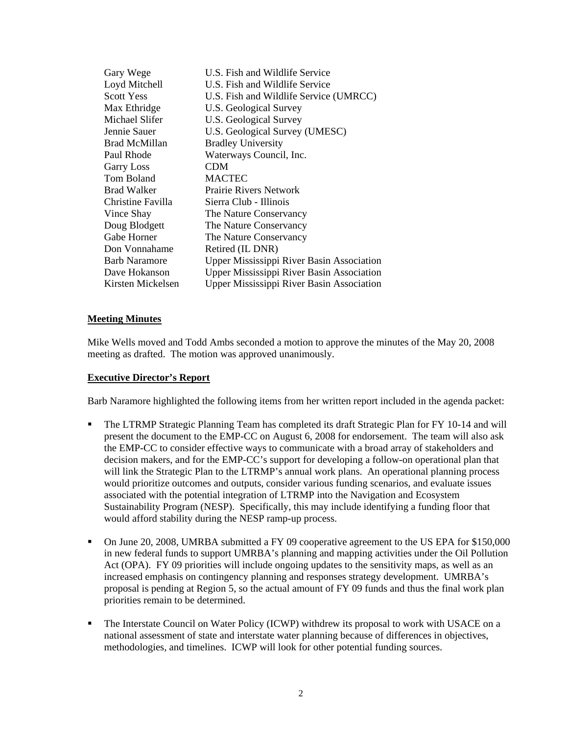| | |
|---|---|
| Gary Wege | U.S. Fish and Wildlife Service |
| Loyd Mitchell | U.S. Fish and Wildlife Service |
| Scott Yess | U.S. Fish and Wildlife Service (UMRCC) |
| Max Ethridge | U.S. Geological Survey |
| Michael Slifer | U.S. Geological Survey |
| Jennie Sauer | U.S. Geological Survey (UMESC) |
| Brad McMillan | Bradley University |
| Paul Rhode | Waterways Council, Inc. |
| Garry Loss | CDM |
| Tom Boland | MACTEC |
| Brad Walker | Prairie Rivers Network |
| Christine Favilla | Sierra Club - Illinois |
| Vince Shay | The Nature Conservancy |
| Doug Blodgett | The Nature Conservancy |
| Gabe Horner | The Nature Conservancy |
| Don Vonnahame | Retired (IL DNR) |
| Barb Naramore | Upper Mississippi River Basin Association |
| Dave Hokanson | Upper Mississippi River Basin Association |
| Kirsten Mickelsen | Upper Mississippi River Basin Association |

## Meeting Minutes

Mike Wells moved and Todd Ambs seconded a motion to approve the minutes of the May 20, 2008 meeting as drafted. The motion was approved unanimously.

## Executive Director's Report

Barb Naramore highlighted the following items from her written report included in the agenda packet:

- The LTRMP Strategic Planning Team has completed its draft Strategic Plan for FY 10-14 and will present the document to the EMP-CC on August 6, 2008 for endorsement. The team will also ask the EMP-CC to consider effective ways to communicate with a broad array of stakeholders and decision makers, and for the EMP-CC's support for developing a follow-on operational plan that will link the Strategic Plan to the LTRMP's annual work plans. An operational planning process would prioritize outcomes and outputs, consider various funding scenarios, and evaluate issues associated with the potential integration of LTRMP into the Navigation and Ecosystem Sustainability Program (NESP). Specifically, this may include identifying a funding floor that would afford stability during the NESP ramp-up process.

- On June 20, 2008, UMRBA submitted a FY 09 cooperative agreement to the US EPA for $150,000 in new federal funds to support UMRBA's planning and mapping activities under the Oil Pollution Act (OPA). FY 09 priorities will include ongoing updates to the sensitivity maps, as well as an increased emphasis on contingency planning and responses strategy development. UMRBA's proposal is pending at Region 5, so the actual amount of FY 09 funds and thus the final work plan priorities remain to be determined.

- The Interstate Council on Water Policy (ICWP) withdrew its proposal to work with USACE on a national assessment of state and interstate water planning because of differences in objectives, methodologies, and timelines. ICWP will look for other potential funding sources.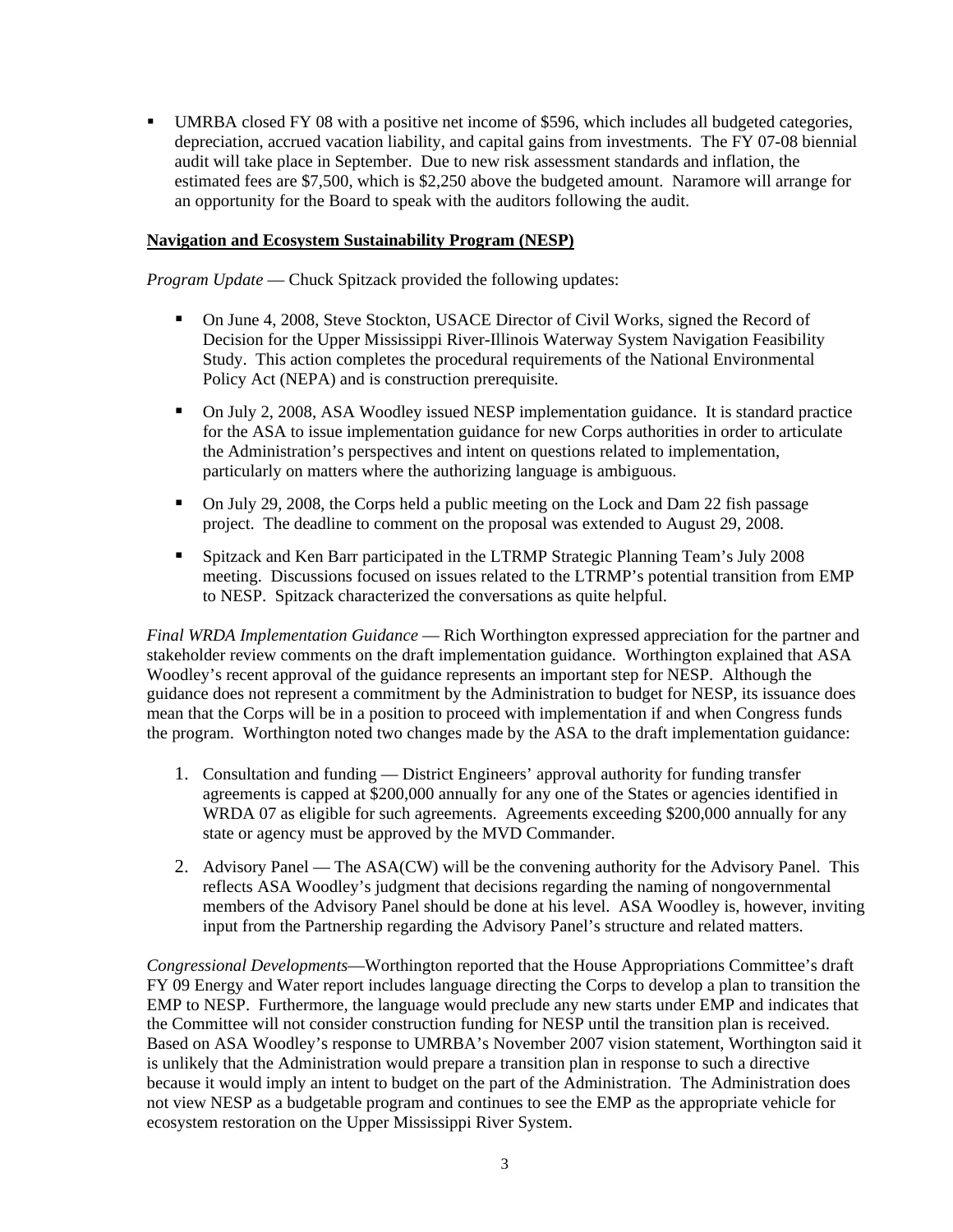- UMRBA closed FY 08 with a positive net income of $596, which includes all budgeted categories, depreciation, accrued vacation liability, and capital gains from investments. The FY 07-08 biennial audit will take place in September. Due to new risk assessment standards and inflation, the estimated fees are $7,500, which is $2,250 above the budgeted amount. Naramore will arrange for an opportunity for the Board to speak with the auditors following the audit.

**Navigation and Ecosystem Sustainability Program (NESP)**

*Program Update* — Chuck Spitzack provided the following updates:

- On June 4, 2008, Steve Stockton, USACE Director of Civil Works, signed the Record of Decision for the Upper Mississippi River-Illinois Waterway System Navigation Feasibility Study. This action completes the procedural requirements of the National Environmental Policy Act (NEPA) and is construction prerequisite.
- On July 2, 2008, ASA Woodley issued NESP implementation guidance. It is standard practice for the ASA to issue implementation guidance for new Corps authorities in order to articulate the Administration's perspectives and intent on questions related to implementation, particularly on matters where the authorizing language is ambiguous.
- On July 29, 2008, the Corps held a public meeting on the Lock and Dam 22 fish passage project. The deadline to comment on the proposal was extended to August 29, 2008.
- Spitzack and Ken Barr participated in the LTRMP Strategic Planning Team's July 2008 meeting. Discussions focused on issues related to the LTRMP's potential transition from EMP to NESP. Spitzack characterized the conversations as quite helpful.

*Final WRDA Implementation Guidance* — Rich Worthington expressed appreciation for the partner and stakeholder review comments on the draft implementation guidance. Worthington explained that ASA Woodley's recent approval of the guidance represents an important step for NESP. Although the guidance does not represent a commitment by the Administration to budget for NESP, its issuance does mean that the Corps will be in a position to proceed with implementation if and when Congress funds the program. Worthington noted two changes made by the ASA to the draft implementation guidance:

1. Consultation and funding — District Engineers' approval authority for funding transfer agreements is capped at $200,000 annually for any one of the States or agencies identified in WRDA 07 as eligible for such agreements. Agreements exceeding $200,000 annually for any state or agency must be approved by the MVD Commander.
2. Advisory Panel — The ASA(CW) will be the convening authority for the Advisory Panel. This reflects ASA Woodley's judgment that decisions regarding the naming of nongovernmental members of the Advisory Panel should be done at his level. ASA Woodley is, however, inviting input from the Partnership regarding the Advisory Panel's structure and related matters.

*Congressional Developments*—Worthington reported that the House Appropriations Committee's draft FY 09 Energy and Water report includes language directing the Corps to develop a plan to transition the EMP to NESP. Furthermore, the language would preclude any new starts under EMP and indicates that the Committee will not consider construction funding for NESP until the transition plan is received. Based on ASA Woodley's response to UMRBA's November 2007 vision statement, Worthington said it is unlikely that the Administration would prepare a transition plan in response to such a directive because it would imply an intent to budget on the part of the Administration. The Administration does not view NESP as a budgetable program and continues to see the EMP as the appropriate vehicle for ecosystem restoration on the Upper Mississippi River System.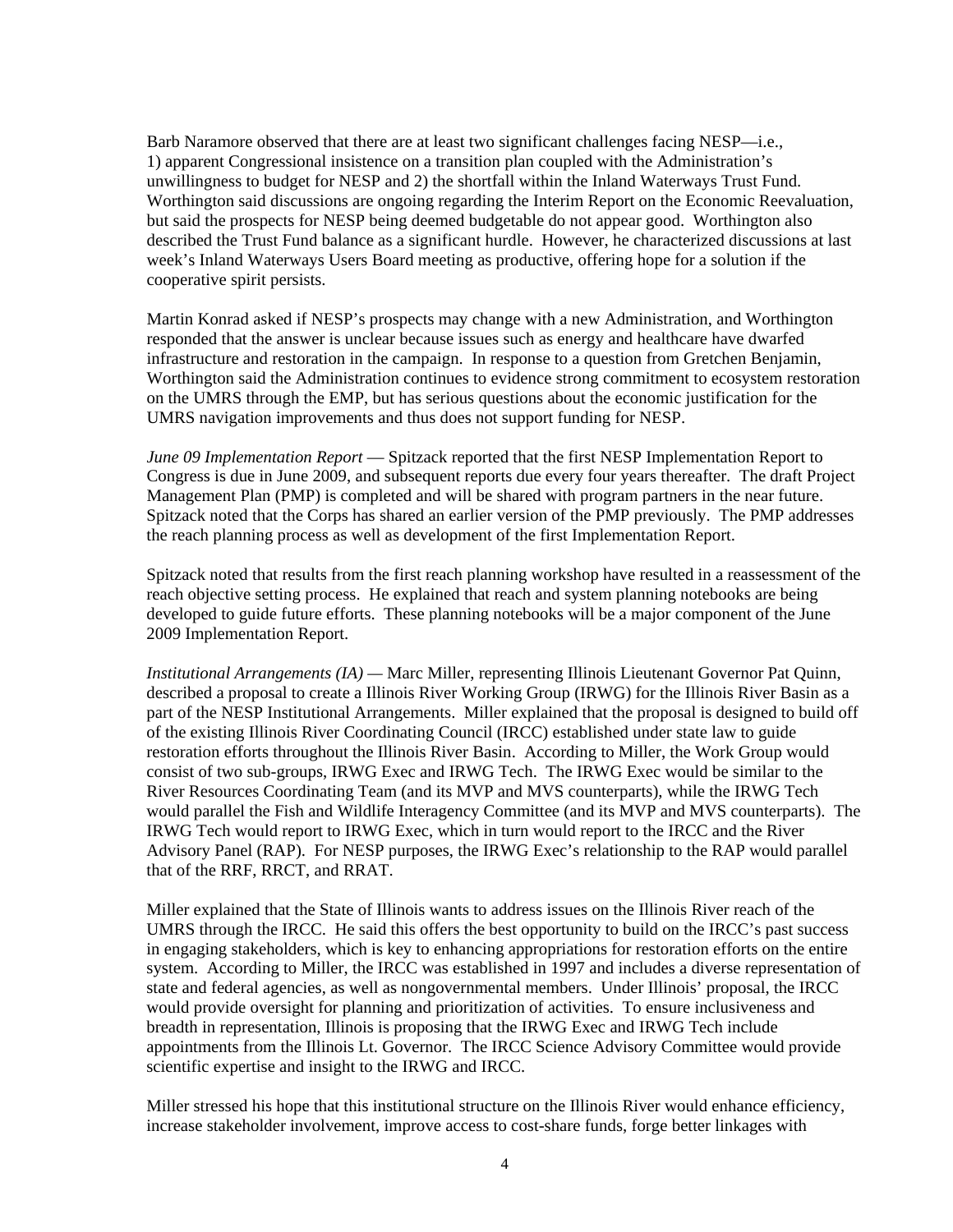Barb Naramore observed that there are at least two significant challenges facing NESP—i.e., 1) apparent Congressional insistence on a transition plan coupled with the Administration's unwillingness to budget for NESP and 2) the shortfall within the Inland Waterways Trust Fund. Worthington said discussions are ongoing regarding the Interim Report on the Economic Reevaluation, but said the prospects for NESP being deemed budgetable do not appear good. Worthington also described the Trust Fund balance as a significant hurdle. However, he characterized discussions at last week's Inland Waterways Users Board meeting as productive, offering hope for a solution if the cooperative spirit persists.

Martin Konrad asked if NESP's prospects may change with a new Administration, and Worthington responded that the answer is unclear because issues such as energy and healthcare have dwarfed infrastructure and restoration in the campaign. In response to a question from Gretchen Benjamin, Worthington said the Administration continues to evidence strong commitment to ecosystem restoration on the UMRS through the EMP, but has serious questions about the economic justification for the UMRS navigation improvements and thus does not support funding for NESP.

*June 09 Implementation Report* — Spitzack reported that the first NESP Implementation Report to Congress is due in June 2009, and subsequent reports due every four years thereafter. The draft Project Management Plan (PMP) is completed and will be shared with program partners in the near future. Spitzack noted that the Corps has shared an earlier version of the PMP previously. The PMP addresses the reach planning process as well as development of the first Implementation Report.

Spitzack noted that results from the first reach planning workshop have resulted in a reassessment of the reach objective setting process. He explained that reach and system planning notebooks are being developed to guide future efforts. These planning notebooks will be a major component of the June 2009 Implementation Report.

*Institutional Arrangements (IA)* — Marc Miller, representing Illinois Lieutenant Governor Pat Quinn, described a proposal to create a Illinois River Working Group (IRWG) for the Illinois River Basin as a part of the NESP Institutional Arrangements. Miller explained that the proposal is designed to build off of the existing Illinois River Coordinating Council (IRCC) established under state law to guide restoration efforts throughout the Illinois River Basin. According to Miller, the Work Group would consist of two sub-groups, IRWG Exec and IRWG Tech. The IRWG Exec would be similar to the River Resources Coordinating Team (and its MVP and MVS counterparts), while the IRWG Tech would parallel the Fish and Wildlife Interagency Committee (and its MVP and MVS counterparts). The IRWG Tech would report to IRWG Exec, which in turn would report to the IRCC and the River Advisory Panel (RAP). For NESP purposes, the IRWG Exec's relationship to the RAP would parallel that of the RRF, RRCT, and RRAT.

Miller explained that the State of Illinois wants to address issues on the Illinois River reach of the UMRS through the IRCC. He said this offers the best opportunity to build on the IRCC's past success in engaging stakeholders, which is key to enhancing appropriations for restoration efforts on the entire system. According to Miller, the IRCC was established in 1997 and includes a diverse representation of state and federal agencies, as well as nongovernmental members. Under Illinois' proposal, the IRCC would provide oversight for planning and prioritization of activities. To ensure inclusiveness and breadth in representation, Illinois is proposing that the IRWG Exec and IRWG Tech include appointments from the Illinois Lt. Governor. The IRCC Science Advisory Committee would provide scientific expertise and insight to the IRWG and IRCC.

Miller stressed his hope that this institutional structure on the Illinois River would enhance efficiency, increase stakeholder involvement, improve access to cost-share funds, forge better linkages with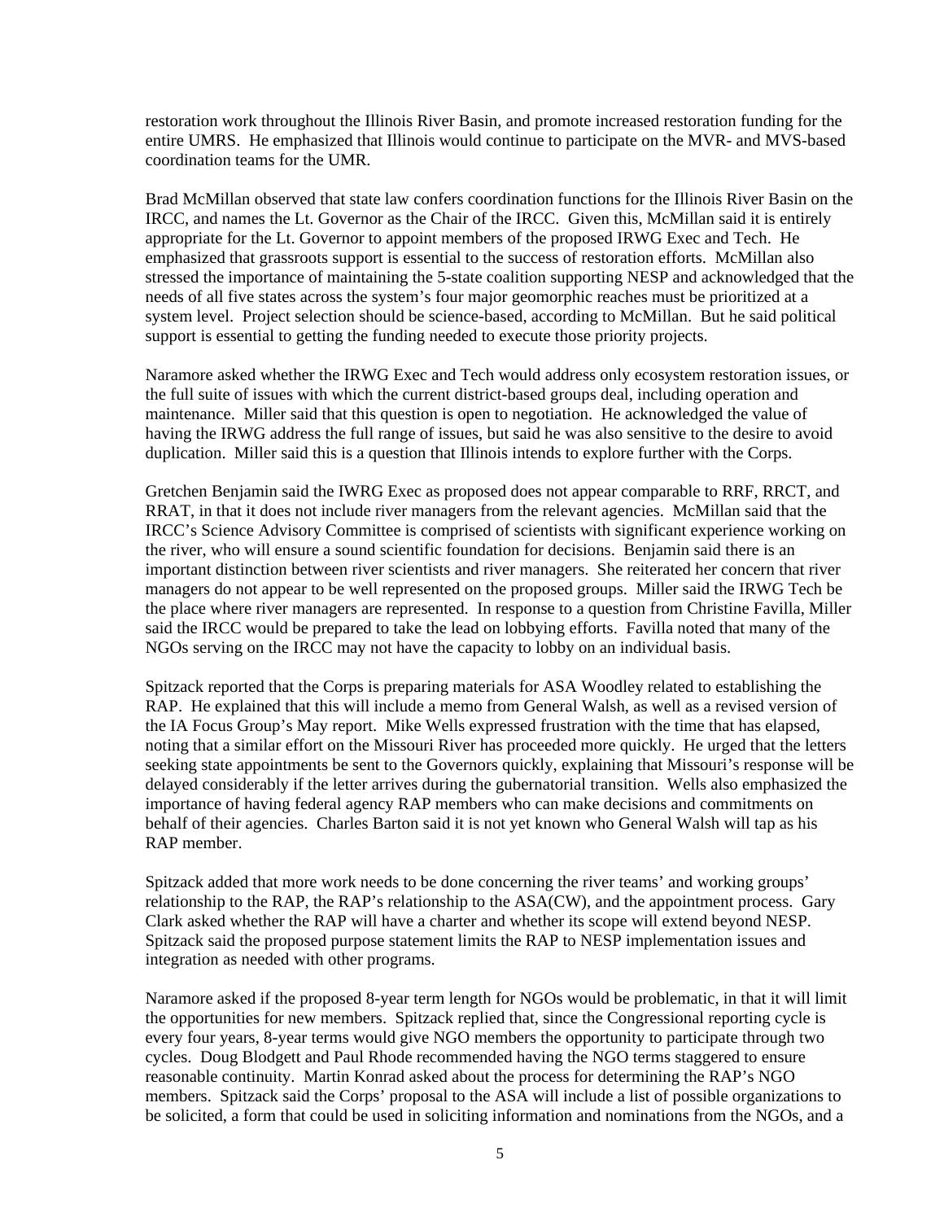restoration work throughout the Illinois River Basin, and promote increased restoration funding for the entire UMRS. He emphasized that Illinois would continue to participate on the MVR- and MVS-based coordination teams for the UMR.

Brad McMillan observed that state law confers coordination functions for the Illinois River Basin on the IRCC, and names the Lt. Governor as the Chair of the IRCC. Given this, McMillan said it is entirely appropriate for the Lt. Governor to appoint members of the proposed IRWG Exec and Tech. He emphasized that grassroots support is essential to the success of restoration efforts. McMillan also stressed the importance of maintaining the 5-state coalition supporting NESP and acknowledged that the needs of all five states across the system's four major geomorphic reaches must be prioritized at a system level. Project selection should be science-based, according to McMillan. But he said political support is essential to getting the funding needed to execute those priority projects.

Naramore asked whether the IRWG Exec and Tech would address only ecosystem restoration issues, or the full suite of issues with which the current district-based groups deal, including operation and maintenance. Miller said that this question is open to negotiation. He acknowledged the value of having the IRWG address the full range of issues, but said he was also sensitive to the desire to avoid duplication. Miller said this is a question that Illinois intends to explore further with the Corps.

Gretchen Benjamin said the IWRG Exec as proposed does not appear comparable to RRF, RRCT, and RRAT, in that it does not include river managers from the relevant agencies. McMillan said that the IRCC's Science Advisory Committee is comprised of scientists with significant experience working on the river, who will ensure a sound scientific foundation for decisions. Benjamin said there is an important distinction between river scientists and river managers. She reiterated her concern that river managers do not appear to be well represented on the proposed groups. Miller said the IRWG Tech be the place where river managers are represented. In response to a question from Christine Favilla, Miller said the IRCC would be prepared to take the lead on lobbying efforts. Favilla noted that many of the NGOs serving on the IRCC may not have the capacity to lobby on an individual basis.

Spitzack reported that the Corps is preparing materials for ASA Woodley related to establishing the RAP. He explained that this will include a memo from General Walsh, as well as a revised version of the IA Focus Group's May report. Mike Wells expressed frustration with the time that has elapsed, noting that a similar effort on the Missouri River has proceeded more quickly. He urged that the letters seeking state appointments be sent to the Governors quickly, explaining that Missouri's response will be delayed considerably if the letter arrives during the gubernatorial transition. Wells also emphasized the importance of having federal agency RAP members who can make decisions and commitments on behalf of their agencies. Charles Barton said it is not yet known who General Walsh will tap as his RAP member.

Spitzack added that more work needs to be done concerning the river teams' and working groups' relationship to the RAP, the RAP's relationship to the ASA(CW), and the appointment process. Gary Clark asked whether the RAP will have a charter and whether its scope will extend beyond NESP. Spitzack said the proposed purpose statement limits the RAP to NESP implementation issues and integration as needed with other programs.

Naramore asked if the proposed 8-year term length for NGOs would be problematic, in that it will limit the opportunities for new members. Spitzack replied that, since the Congressional reporting cycle is every four years, 8-year terms would give NGO members the opportunity to participate through two cycles. Doug Blodgett and Paul Rhode recommended having the NGO terms staggered to ensure reasonable continuity. Martin Konrad asked about the process for determining the RAP's NGO members. Spitzack said the Corps' proposal to the ASA will include a list of possible organizations to be solicited, a form that could be used in soliciting information and nominations from the NGOs, and a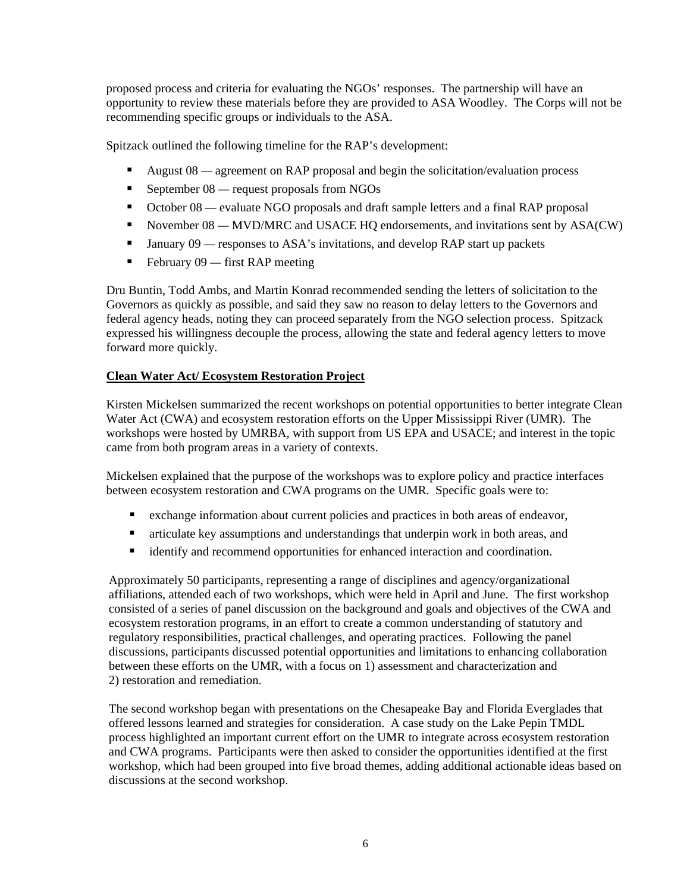proposed process and criteria for evaluating the NGOs' responses. The partnership will have an opportunity to review these materials before they are provided to ASA Woodley. The Corps will not be recommending specific groups or individuals to the ASA.

Spitzack outlined the following timeline for the RAP's development:

- August 08 — agreement on RAP proposal and begin the solicitation/evaluation process
- September 08 — request proposals from NGOs
- October 08 — evaluate NGO proposals and draft sample letters and a final RAP proposal
- November 08 — MVD/MRC and USACE HQ endorsements, and invitations sent by ASA(CW)
- January 09 — responses to ASA's invitations, and develop RAP start up packets
- February 09 — first RAP meeting

Dru Buntin, Todd Ambs, and Martin Konrad recommended sending the letters of solicitation to the Governors as quickly as possible, and said they saw no reason to delay letters to the Governors and federal agency heads, noting they can proceed separately from the NGO selection process. Spitzack expressed his willingness decouple the process, allowing the state and federal agency letters to move forward more quickly.

**Clean Water Act/ Ecosystem Restoration Project**

Kirsten Mickelsen summarized the recent workshops on potential opportunities to better integrate Clean Water Act (CWA) and ecosystem restoration efforts on the Upper Mississippi River (UMR). The workshops were hosted by UMRBA, with support from US EPA and USACE; and interest in the topic came from both program areas in a variety of contexts.

Mickelsen explained that the purpose of the workshops was to explore policy and practice interfaces between ecosystem restoration and CWA programs on the UMR. Specific goals were to:

- exchange information about current policies and practices in both areas of endeavor,
- articulate key assumptions and understandings that underpin work in both areas, and
- identify and recommend opportunities for enhanced interaction and coordination.

Approximately 50 participants, representing a range of disciplines and agency/organizational affiliations, attended each of two workshops, which were held in April and June. The first workshop consisted of a series of panel discussion on the background and goals and objectives of the CWA and ecosystem restoration programs, in an effort to create a common understanding of statutory and regulatory responsibilities, practical challenges, and operating practices. Following the panel discussions, participants discussed potential opportunities and limitations to enhancing collaboration between these efforts on the UMR, with a focus on 1) assessment and characterization and 2) restoration and remediation.

The second workshop began with presentations on the Chesapeake Bay and Florida Everglades that offered lessons learned and strategies for consideration. A case study on the Lake Pepin TMDL process highlighted an important current effort on the UMR to integrate across ecosystem restoration and CWA programs. Participants were then asked to consider the opportunities identified at the first workshop, which had been grouped into five broad themes, adding additional actionable ideas based on discussions at the second workshop.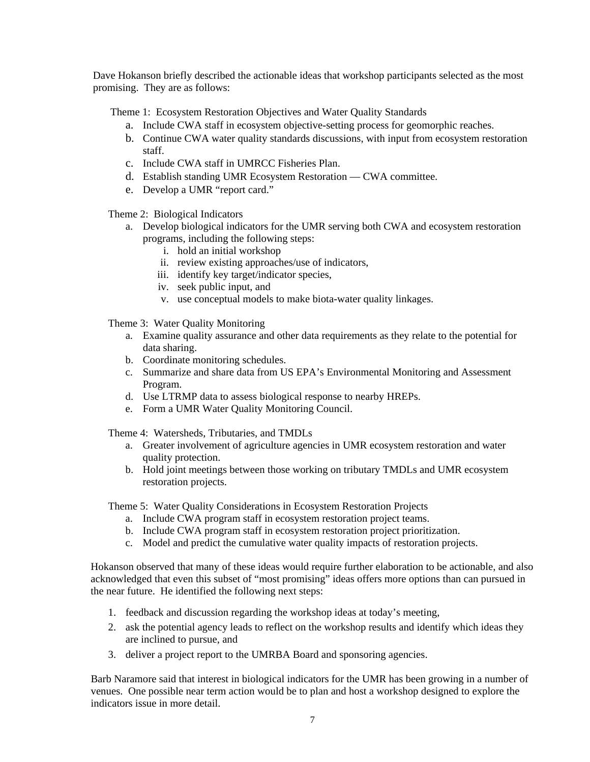Dave Hokanson briefly described the actionable ideas that workshop participants selected as the most promising. They are as follows:

Theme 1: Ecosystem Restoration Objectives and Water Quality Standards

a. Include CWA staff in ecosystem objective-setting process for geomorphic reaches.
b. Continue CWA water quality standards discussions, with input from ecosystem restoration staff.
c. Include CWA staff in UMRCC Fisheries Plan.
d. Establish standing UMR Ecosystem Restoration — CWA committee.
e. Develop a UMR "report card."

Theme 2: Biological Indicators

a. Develop biological indicators for the UMR serving both CWA and ecosystem restoration programs, including the following steps:
    i. hold an initial workshop
    ii. review existing approaches/use of indicators,
    iii. identify key target/indicator species,
    iv. seek public input, and
    v. use conceptual models to make biota-water quality linkages.

Theme 3: Water Quality Monitoring

a. Examine quality assurance and other data requirements as they relate to the potential for data sharing.
b. Coordinate monitoring schedules.
c. Summarize and share data from US EPA's Environmental Monitoring and Assessment Program.
d. Use LTRMP data to assess biological response to nearby HREPs.
e. Form a UMR Water Quality Monitoring Council.

Theme 4: Watersheds, Tributaries, and TMDLs

a. Greater involvement of agriculture agencies in UMR ecosystem restoration and water quality protection.
b. Hold joint meetings between those working on tributary TMDLs and UMR ecosystem restoration projects.

Theme 5: Water Quality Considerations in Ecosystem Restoration Projects

a. Include CWA program staff in ecosystem restoration project teams.
b. Include CWA program staff in ecosystem restoration project prioritization.
c. Model and predict the cumulative water quality impacts of restoration projects.

Hokanson observed that many of these ideas would require further elaboration to be actionable, and also acknowledged that even this subset of "most promising" ideas offers more options than can pursued in the near future. He identified the following next steps:

1. feedback and discussion regarding the workshop ideas at today's meeting,
2. ask the potential agency leads to reflect on the workshop results and identify which ideas they are inclined to pursue, and
3. deliver a project report to the UMRBA Board and sponsoring agencies.

Barb Naramore said that interest in biological indicators for the UMR has been growing in a number of venues. One possible near term action would be to plan and host a workshop designed to explore the indicators issue in more detail.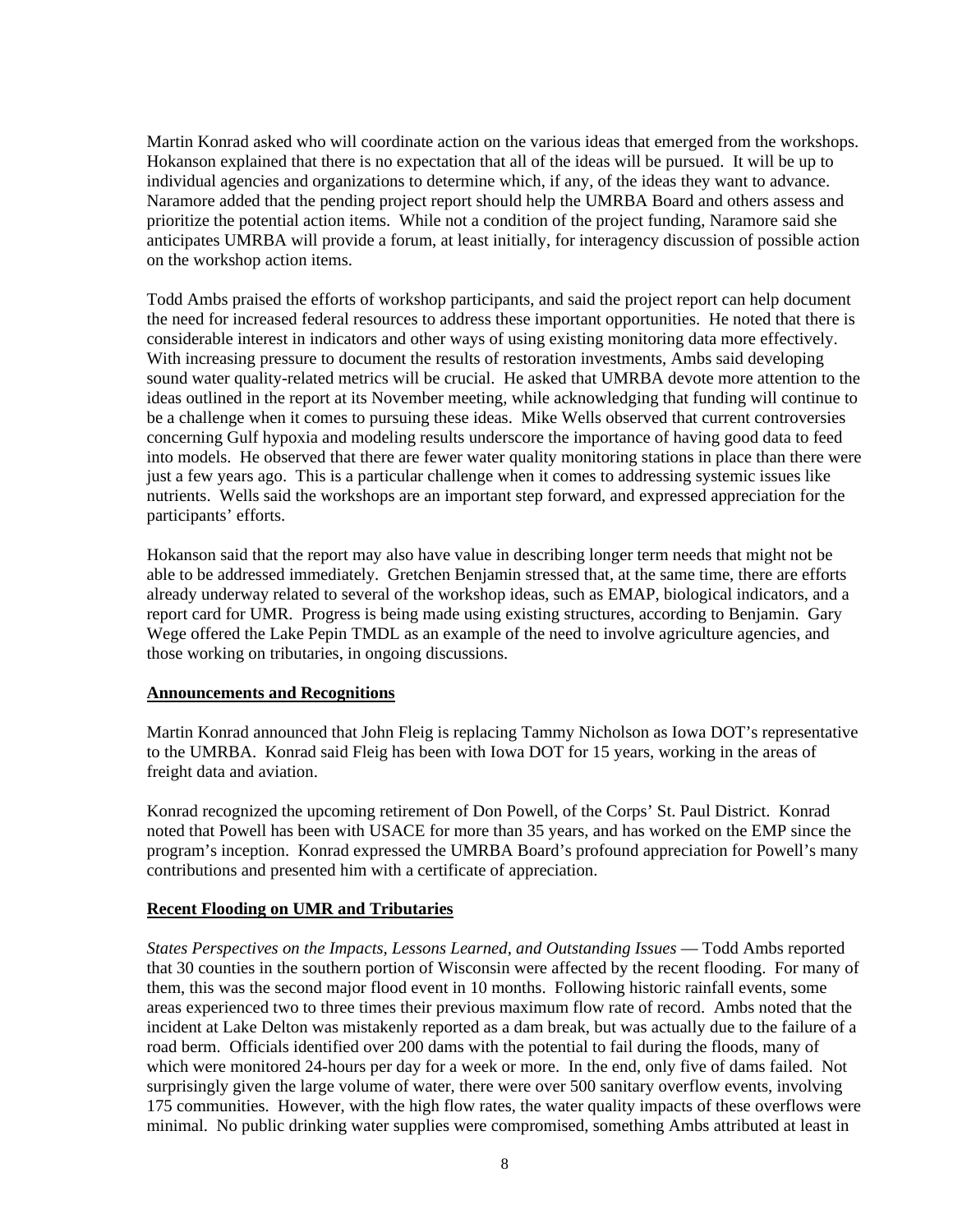Martin Konrad asked who will coordinate action on the various ideas that emerged from the workshops. Hokanson explained that there is no expectation that all of the ideas will be pursued. It will be up to individual agencies and organizations to determine which, if any, of the ideas they want to advance. Naramore added that the pending project report should help the UMRBA Board and others assess and prioritize the potential action items. While not a condition of the project funding, Naramore said she anticipates UMRBA will provide a forum, at least initially, for interagency discussion of possible action on the workshop action items.

Todd Ambs praised the efforts of workshop participants, and said the project report can help document the need for increased federal resources to address these important opportunities. He noted that there is considerable interest in indicators and other ways of using existing monitoring data more effectively. With increasing pressure to document the results of restoration investments, Ambs said developing sound water quality-related metrics will be crucial. He asked that UMRBA devote more attention to the ideas outlined in the report at its November meeting, while acknowledging that funding will continue to be a challenge when it comes to pursuing these ideas. Mike Wells observed that current controversies concerning Gulf hypoxia and modeling results underscore the importance of having good data to feed into models. He observed that there are fewer water quality monitoring stations in place than there were just a few years ago. This is a particular challenge when it comes to addressing systemic issues like nutrients. Wells said the workshops are an important step forward, and expressed appreciation for the participants' efforts.

Hokanson said that the report may also have value in describing longer term needs that might not be able to be addressed immediately. Gretchen Benjamin stressed that, at the same time, there are efforts already underway related to several of the workshop ideas, such as EMAP, biological indicators, and a report card for UMR. Progress is being made using existing structures, according to Benjamin. Gary Wege offered the Lake Pepin TMDL as an example of the need to involve agriculture agencies, and those working on tributaries, in ongoing discussions.

## Announcements and Recognitions

Martin Konrad announced that John Fleig is replacing Tammy Nicholson as Iowa DOT's representative to the UMRBA. Konrad said Fleig has been with Iowa DOT for 15 years, working in the areas of freight data and aviation.

Konrad recognized the upcoming retirement of Don Powell, of the Corps' St. Paul District. Konrad noted that Powell has been with USACE for more than 35 years, and has worked on the EMP since the program's inception. Konrad expressed the UMRBA Board's profound appreciation for Powell's many contributions and presented him with a certificate of appreciation.

## Recent Flooding on UMR and Tributaries

*States Perspectives on the Impacts, Lessons Learned, and Outstanding Issues* — Todd Ambs reported that 30 counties in the southern portion of Wisconsin were affected by the recent flooding. For many of them, this was the second major flood event in 10 months. Following historic rainfall events, some areas experienced two to three times their previous maximum flow rate of record. Ambs noted that the incident at Lake Delton was mistakenly reported as a dam break, but was actually due to the failure of a road berm. Officials identified over 200 dams with the potential to fail during the floods, many of which were monitored 24-hours per day for a week or more. In the end, only five of dams failed. Not surprisingly given the large volume of water, there were over 500 sanitary overflow events, involving 175 communities. However, with the high flow rates, the water quality impacts of these overflows were minimal. No public drinking water supplies were compromised, something Ambs attributed at least in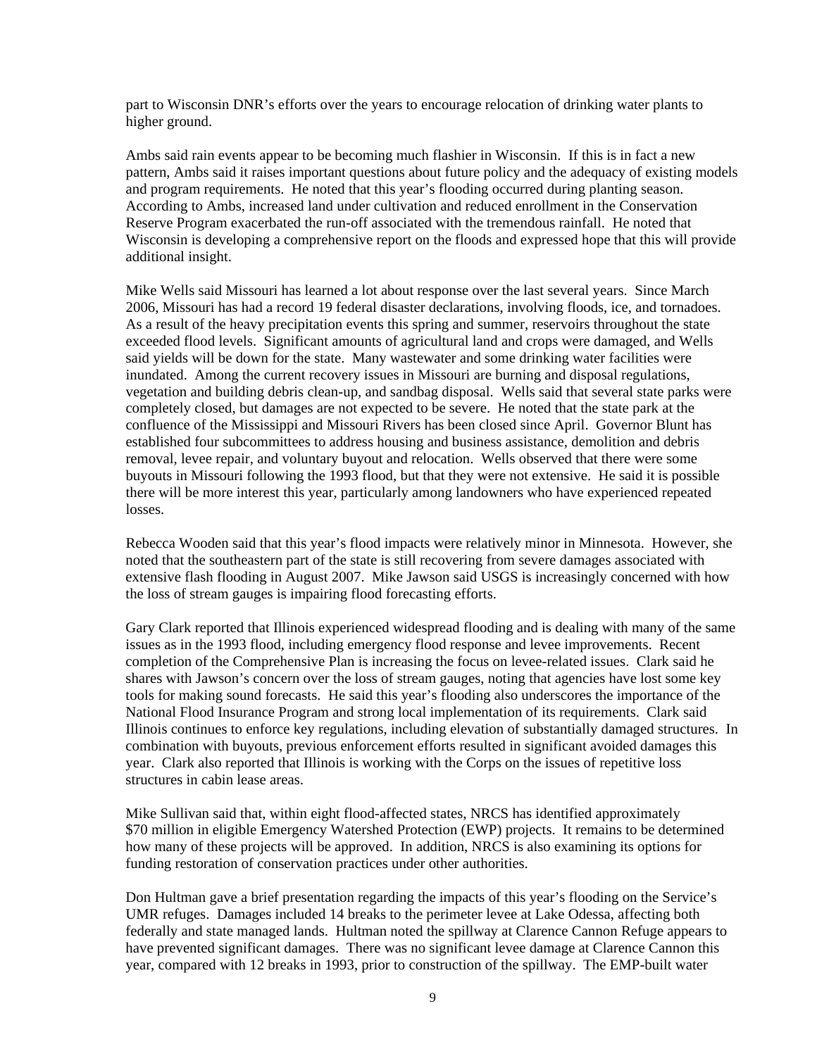part to Wisconsin DNR's efforts over the years to encourage relocation of drinking water plants to higher ground.

Ambs said rain events appear to be becoming much flashier in Wisconsin. If this is in fact a new pattern, Ambs said it raises important questions about future policy and the adequacy of existing models and program requirements. He noted that this year's flooding occurred during planting season. According to Ambs, increased land under cultivation and reduced enrollment in the Conservation Reserve Program exacerbated the run-off associated with the tremendous rainfall. He noted that Wisconsin is developing a comprehensive report on the floods and expressed hope that this will provide additional insight.

Mike Wells said Missouri has learned a lot about response over the last several years. Since March 2006, Missouri has had a record 19 federal disaster declarations, involving floods, ice, and tornadoes. As a result of the heavy precipitation events this spring and summer, reservoirs throughout the state exceeded flood levels. Significant amounts of agricultural land and crops were damaged, and Wells said yields will be down for the state. Many wastewater and some drinking water facilities were inundated. Among the current recovery issues in Missouri are burning and disposal regulations, vegetation and building debris clean-up, and sandbag disposal. Wells said that several state parks were completely closed, but damages are not expected to be severe. He noted that the state park at the confluence of the Mississippi and Missouri Rivers has been closed since April. Governor Blunt has established four subcommittees to address housing and business assistance, demolition and debris removal, levee repair, and voluntary buyout and relocation. Wells observed that there were some buyouts in Missouri following the 1993 flood, but that they were not extensive. He said it is possible there will be more interest this year, particularly among landowners who have experienced repeated losses.

Rebecca Wooden said that this year's flood impacts were relatively minor in Minnesota. However, she noted that the southeastern part of the state is still recovering from severe damages associated with extensive flash flooding in August 2007. Mike Jawson said USGS is increasingly concerned with how the loss of stream gauges is impairing flood forecasting efforts.

Gary Clark reported that Illinois experienced widespread flooding and is dealing with many of the same issues as in the 1993 flood, including emergency flood response and levee improvements. Recent completion of the Comprehensive Plan is increasing the focus on levee-related issues. Clark said he shares with Jawson's concern over the loss of stream gauges, noting that agencies have lost some key tools for making sound forecasts. He said this year's flooding also underscores the importance of the National Flood Insurance Program and strong local implementation of its requirements. Clark said Illinois continues to enforce key regulations, including elevation of substantially damaged structures. In combination with buyouts, previous enforcement efforts resulted in significant avoided damages this year. Clark also reported that Illinois is working with the Corps on the issues of repetitive loss structures in cabin lease areas.

Mike Sullivan said that, within eight flood-affected states, NRCS has identified approximately $70 million in eligible Emergency Watershed Protection (EWP) projects. It remains to be determined how many of these projects will be approved. In addition, NRCS is also examining its options for funding restoration of conservation practices under other authorities.

Don Hultman gave a brief presentation regarding the impacts of this year's flooding on the Service's UMR refuges. Damages included 14 breaks to the perimeter levee at Lake Odessa, affecting both federally and state managed lands. Hultman noted the spillway at Clarence Cannon Refuge appears to have prevented significant damages. There was no significant levee damage at Clarence Cannon this year, compared with 12 breaks in 1993, prior to construction of the spillway. The EMP-built water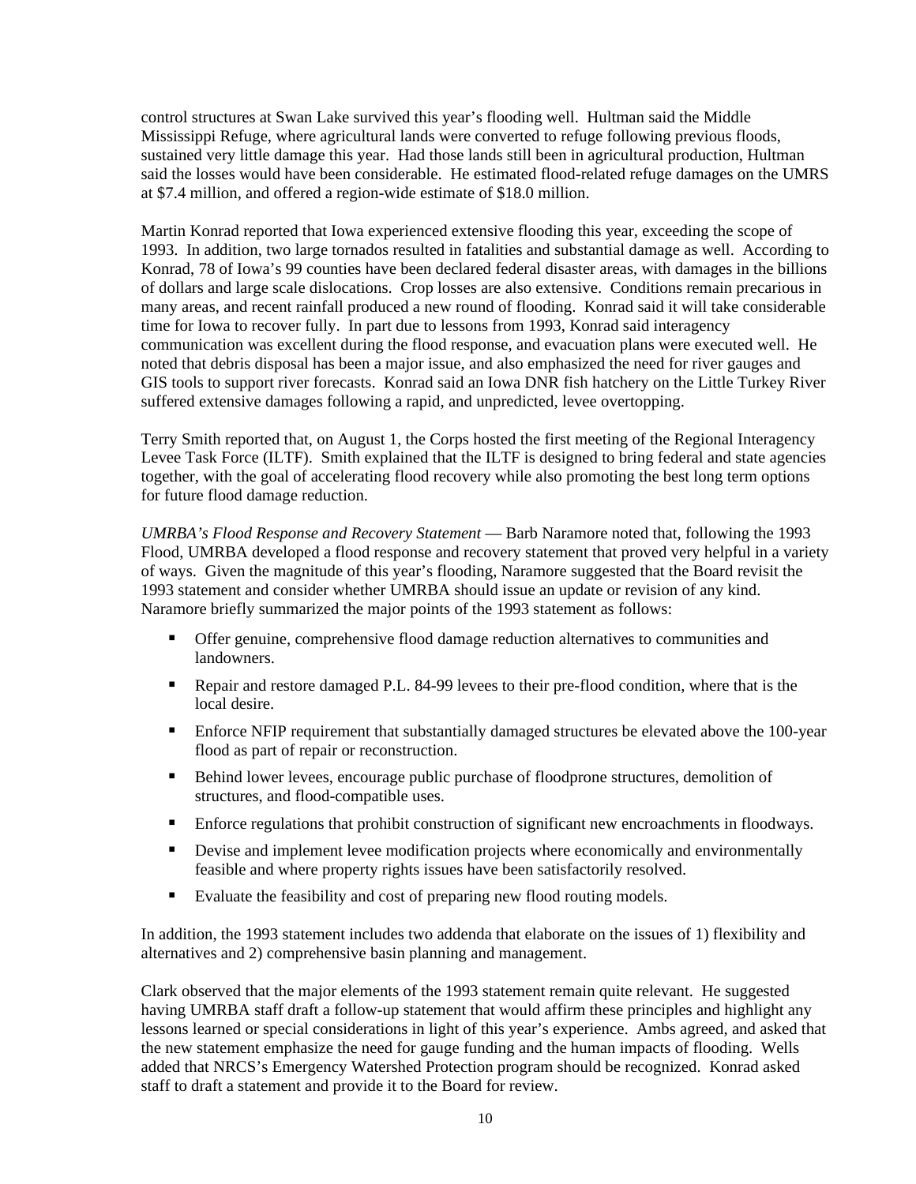control structures at Swan Lake survived this year's flooding well. Hultman said the Middle Mississippi Refuge, where agricultural lands were converted to refuge following previous floods, sustained very little damage this year. Had those lands still been in agricultural production, Hultman said the losses would have been considerable. He estimated flood-related refuge damages on the UMRS at $7.4 million, and offered a region-wide estimate of $18.0 million.

Martin Konrad reported that Iowa experienced extensive flooding this year, exceeding the scope of 1993. In addition, two large tornados resulted in fatalities and substantial damage as well. According to Konrad, 78 of Iowa's 99 counties have been declared federal disaster areas, with damages in the billions of dollars and large scale dislocations. Crop losses are also extensive. Conditions remain precarious in many areas, and recent rainfall produced a new round of flooding. Konrad said it will take considerable time for Iowa to recover fully. In part due to lessons from 1993, Konrad said interagency communication was excellent during the flood response, and evacuation plans were executed well. He noted that debris disposal has been a major issue, and also emphasized the need for river gauges and GIS tools to support river forecasts. Konrad said an Iowa DNR fish hatchery on the Little Turkey River suffered extensive damages following a rapid, and unpredicted, levee overtopping.

Terry Smith reported that, on August 1, the Corps hosted the first meeting of the Regional Interagency Levee Task Force (ILTF). Smith explained that the ILTF is designed to bring federal and state agencies together, with the goal of accelerating flood recovery while also promoting the best long term options for future flood damage reduction.

*UMRBA's Flood Response and Recovery Statement* — Barb Naramore noted that, following the 1993 Flood, UMRBA developed a flood response and recovery statement that proved very helpful in a variety of ways. Given the magnitude of this year's flooding, Naramore suggested that the Board revisit the 1993 statement and consider whether UMRBA should issue an update or revision of any kind. Naramore briefly summarized the major points of the 1993 statement as follows:

- Offer genuine, comprehensive flood damage reduction alternatives to communities and landowners.
- Repair and restore damaged P.L. 84-99 levees to their pre-flood condition, where that is the local desire.
- Enforce NFIP requirement that substantially damaged structures be elevated above the 100-year flood as part of repair or reconstruction.
- Behind lower levees, encourage public purchase of floodprone structures, demolition of structures, and flood-compatible uses.
- Enforce regulations that prohibit construction of significant new encroachments in floodways.
- Devise and implement levee modification projects where economically and environmentally feasible and where property rights issues have been satisfactorily resolved.
- Evaluate the feasibility and cost of preparing new flood routing models.

In addition, the 1993 statement includes two addenda that elaborate on the issues of 1) flexibility and alternatives and 2) comprehensive basin planning and management.

Clark observed that the major elements of the 1993 statement remain quite relevant. He suggested having UMRBA staff draft a follow-up statement that would affirm these principles and highlight any lessons learned or special considerations in light of this year's experience. Ambs agreed, and asked that the new statement emphasize the need for gauge funding and the human impacts of flooding. Wells added that NRCS's Emergency Watershed Protection program should be recognized. Konrad asked staff to draft a statement and provide it to the Board for review.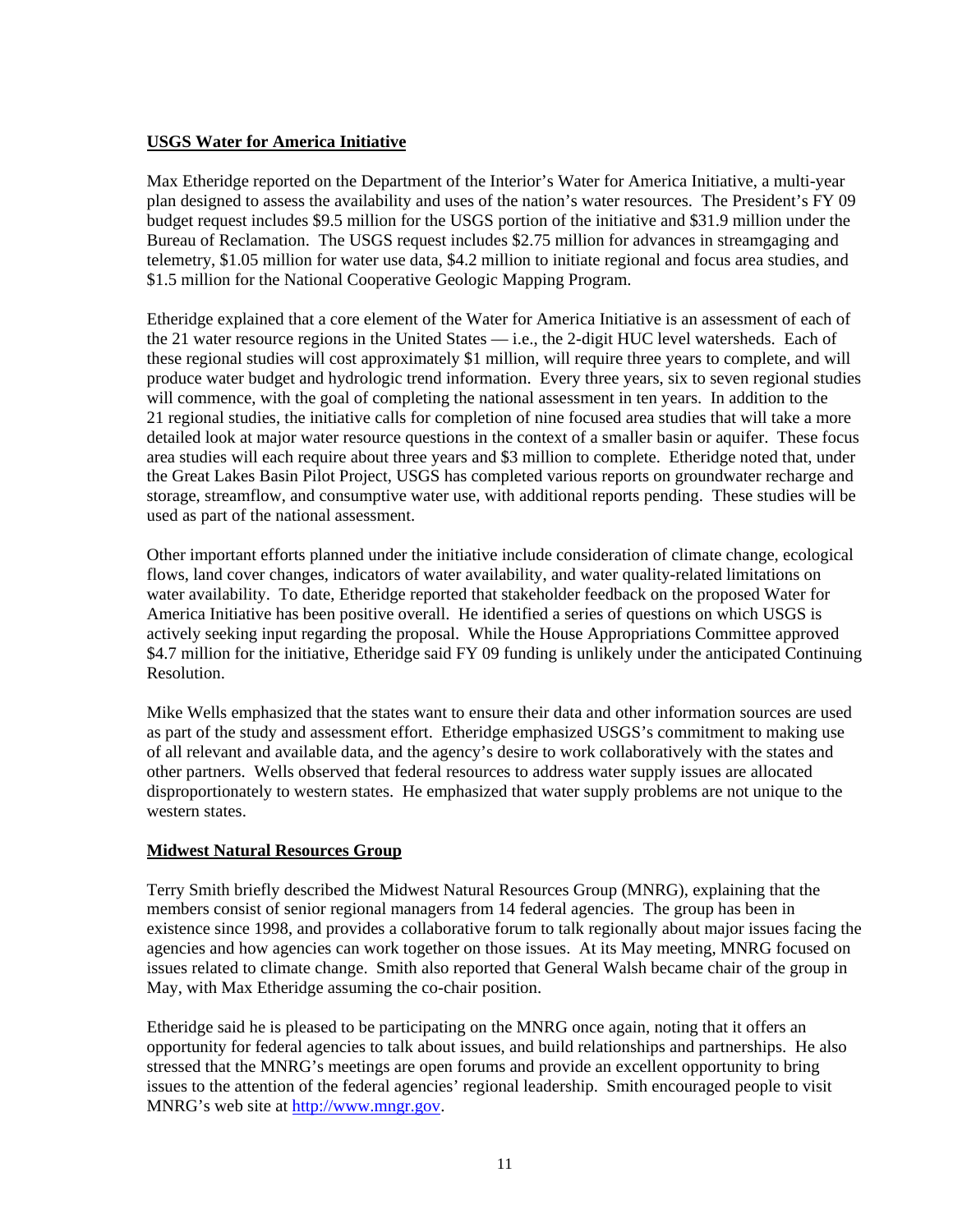**USGS Water for America Initiative**

Max Etheridge reported on the Department of the Interior's Water for America Initiative, a multi-year plan designed to assess the availability and uses of the nation's water resources. The President's FY 09 budget request includes $9.5 million for the USGS portion of the initiative and $31.9 million under the Bureau of Reclamation. The USGS request includes $2.75 million for advances in streamgaging and telemetry, $1.05 million for water use data, $4.2 million to initiate regional and focus area studies, and $1.5 million for the National Cooperative Geologic Mapping Program.

Etheridge explained that a core element of the Water for America Initiative is an assessment of each of the 21 water resource regions in the United States — i.e., the 2-digit HUC level watersheds. Each of these regional studies will cost approximately $1 million, will require three years to complete, and will produce water budget and hydrologic trend information. Every three years, six to seven regional studies will commence, with the goal of completing the national assessment in ten years. In addition to the 21 regional studies, the initiative calls for completion of nine focused area studies that will take a more detailed look at major water resource questions in the context of a smaller basin or aquifer. These focus area studies will each require about three years and $3 million to complete. Etheridge noted that, under the Great Lakes Basin Pilot Project, USGS has completed various reports on groundwater recharge and storage, streamflow, and consumptive water use, with additional reports pending. These studies will be used as part of the national assessment.

Other important efforts planned under the initiative include consideration of climate change, ecological flows, land cover changes, indicators of water availability, and water quality-related limitations on water availability. To date, Etheridge reported that stakeholder feedback on the proposed Water for America Initiative has been positive overall. He identified a series of questions on which USGS is actively seeking input regarding the proposal. While the House Appropriations Committee approved $4.7 million for the initiative, Etheridge said FY 09 funding is unlikely under the anticipated Continuing Resolution.

Mike Wells emphasized that the states want to ensure their data and other information sources are used as part of the study and assessment effort. Etheridge emphasized USGS's commitment to making use of all relevant and available data, and the agency's desire to work collaboratively with the states and other partners. Wells observed that federal resources to address water supply issues are allocated disproportionately to western states. He emphasized that water supply problems are not unique to the western states.

**Midwest Natural Resources Group**

Terry Smith briefly described the Midwest Natural Resources Group (MNRG), explaining that the members consist of senior regional managers from 14 federal agencies. The group has been in existence since 1998, and provides a collaborative forum to talk regionally about major issues facing the agencies and how agencies can work together on those issues. At its May meeting, MNRG focused on issues related to climate change. Smith also reported that General Walsh became chair of the group in May, with Max Etheridge assuming the co-chair position.

Etheridge said he is pleased to be participating on the MNRG once again, noting that it offers an opportunity for federal agencies to talk about issues, and build relationships and partnerships. He also stressed that the MNRG's meetings are open forums and provide an excellent opportunity to bring issues to the attention of the federal agencies' regional leadership. Smith encouraged people to visit MNRG's web site at http://www.mngr.gov.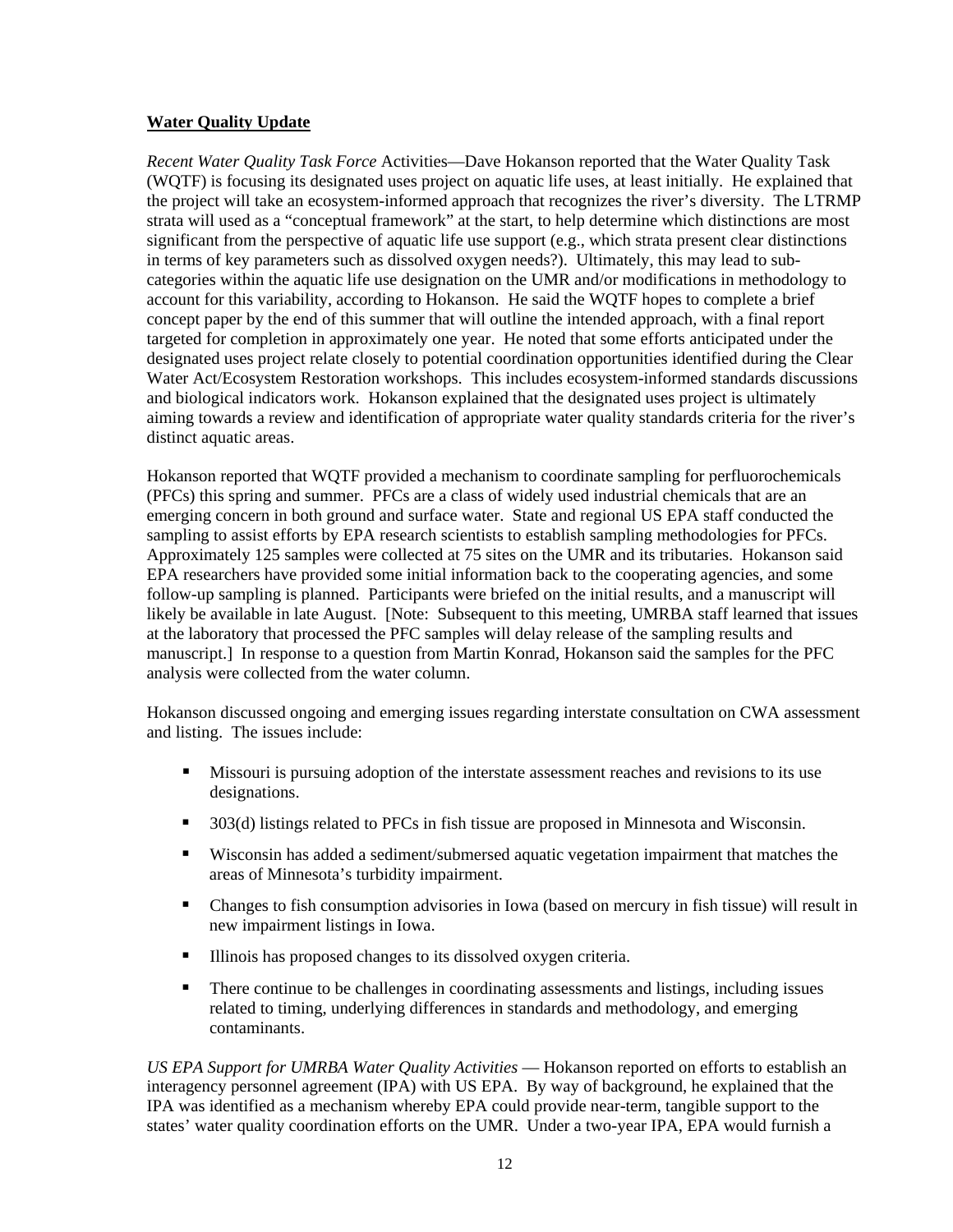**Water Quality Update**

*Recent Water Quality Task Force* Activities—Dave Hokanson reported that the Water Quality Task (WQTF) is focusing its designated uses project on aquatic life uses, at least initially. He explained that the project will take an ecosystem-informed approach that recognizes the river's diversity. The LTRMP strata will used as a "conceptual framework" at the start, to help determine which distinctions are most significant from the perspective of aquatic life use support (e.g., which strata present clear distinctions in terms of key parameters such as dissolved oxygen needs?). Ultimately, this may lead to sub-categories within the aquatic life use designation on the UMR and/or modifications in methodology to account for this variability, according to Hokanson. He said the WQTF hopes to complete a brief concept paper by the end of this summer that will outline the intended approach, with a final report targeted for completion in approximately one year. He noted that some efforts anticipated under the designated uses project relate closely to potential coordination opportunities identified during the Clear Water Act/Ecosystem Restoration workshops. This includes ecosystem-informed standards discussions and biological indicators work. Hokanson explained that the designated uses project is ultimately aiming towards a review and identification of appropriate water quality standards criteria for the river's distinct aquatic areas.

Hokanson reported that WQTF provided a mechanism to coordinate sampling for perfluorochemicals (PFCs) this spring and summer. PFCs are a class of widely used industrial chemicals that are an emerging concern in both ground and surface water. State and regional US EPA staff conducted the sampling to assist efforts by EPA research scientists to establish sampling methodologies for PFCs. Approximately 125 samples were collected at 75 sites on the UMR and its tributaries. Hokanson said EPA researchers have provided some initial information back to the cooperating agencies, and some follow-up sampling is planned. Participants were briefed on the initial results, and a manuscript will likely be available in late August. [Note: Subsequent to this meeting, UMRBA staff learned that issues at the laboratory that processed the PFC samples will delay release of the sampling results and manuscript.] In response to a question from Martin Konrad, Hokanson said the samples for the PFC analysis were collected from the water column.

Hokanson discussed ongoing and emerging issues regarding interstate consultation on CWA assessment and listing. The issues include:

- Missouri is pursuing adoption of the interstate assessment reaches and revisions to its use designations.
- 303(d) listings related to PFCs in fish tissue are proposed in Minnesota and Wisconsin.
- Wisconsin has added a sediment/submersed aquatic vegetation impairment that matches the areas of Minnesota's turbidity impairment.
- Changes to fish consumption advisories in Iowa (based on mercury in fish tissue) will result in new impairment listings in Iowa.
- Illinois has proposed changes to its dissolved oxygen criteria.
- There continue to be challenges in coordinating assessments and listings, including issues related to timing, underlying differences in standards and methodology, and emerging contaminants.

*US EPA Support for UMRBA Water Quality Activities* — Hokanson reported on efforts to establish an interagency personnel agreement (IPA) with US EPA. By way of background, he explained that the IPA was identified as a mechanism whereby EPA could provide near-term, tangible support to the states' water quality coordination efforts on the UMR. Under a two-year IPA, EPA would furnish a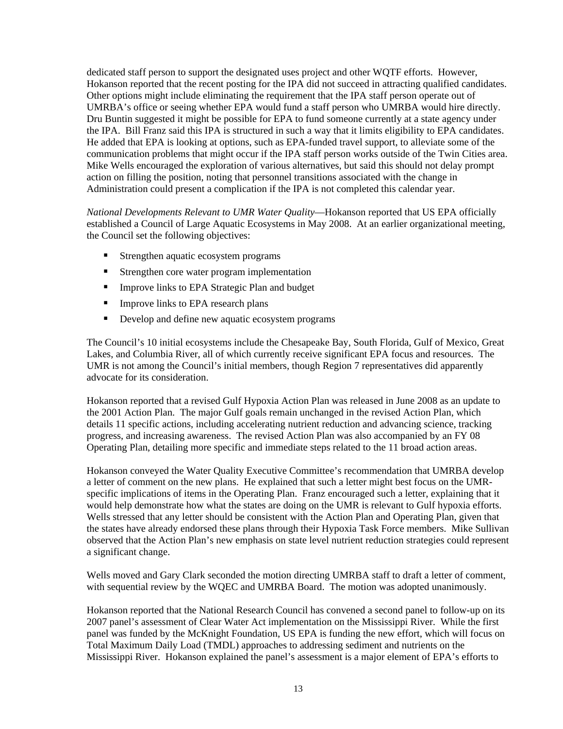dedicated staff person to support the designated uses project and other WQTF efforts. However, Hokanson reported that the recent posting for the IPA did not succeed in attracting qualified candidates. Other options might include eliminating the requirement that the IPA staff person operate out of UMRBA's office or seeing whether EPA would fund a staff person who UMRBA would hire directly. Dru Buntin suggested it might be possible for EPA to fund someone currently at a state agency under the IPA. Bill Franz said this IPA is structured in such a way that it limits eligibility to EPA candidates. He added that EPA is looking at options, such as EPA-funded travel support, to alleviate some of the communication problems that might occur if the IPA staff person works outside of the Twin Cities area. Mike Wells encouraged the exploration of various alternatives, but said this should not delay prompt action on filling the position, noting that personnel transitions associated with the change in Administration could present a complication if the IPA is not completed this calendar year.

*National Developments Relevant to UMR Water Quality*—Hokanson reported that US EPA officially established a Council of Large Aquatic Ecosystems in May 2008. At an earlier organizational meeting, the Council set the following objectives:

- Strengthen aquatic ecosystem programs
- Strengthen core water program implementation
- Improve links to EPA Strategic Plan and budget
- Improve links to EPA research plans
- Develop and define new aquatic ecosystem programs

The Council's 10 initial ecosystems include the Chesapeake Bay, South Florida, Gulf of Mexico, Great Lakes, and Columbia River, all of which currently receive significant EPA focus and resources. The UMR is not among the Council's initial members, though Region 7 representatives did apparently advocate for its consideration.

Hokanson reported that a revised Gulf Hypoxia Action Plan was released in June 2008 as an update to the 2001 Action Plan. The major Gulf goals remain unchanged in the revised Action Plan, which details 11 specific actions, including accelerating nutrient reduction and advancing science, tracking progress, and increasing awareness. The revised Action Plan was also accompanied by an FY 08 Operating Plan, detailing more specific and immediate steps related to the 11 broad action areas.

Hokanson conveyed the Water Quality Executive Committee's recommendation that UMRBA develop a letter of comment on the new plans. He explained that such a letter might best focus on the UMR-specific implications of items in the Operating Plan. Franz encouraged such a letter, explaining that it would help demonstrate how what the states are doing on the UMR is relevant to Gulf hypoxia efforts. Wells stressed that any letter should be consistent with the Action Plan and Operating Plan, given that the states have already endorsed these plans through their Hypoxia Task Force members. Mike Sullivan observed that the Action Plan's new emphasis on state level nutrient reduction strategies could represent a significant change.

Wells moved and Gary Clark seconded the motion directing UMRBA staff to draft a letter of comment, with sequential review by the WQEC and UMRBA Board. The motion was adopted unanimously.

Hokanson reported that the National Research Council has convened a second panel to follow-up on its 2007 panel's assessment of Clear Water Act implementation on the Mississippi River. While the first panel was funded by the McKnight Foundation, US EPA is funding the new effort, which will focus on Total Maximum Daily Load (TMDL) approaches to addressing sediment and nutrients on the Mississippi River. Hokanson explained the panel's assessment is a major element of EPA's efforts to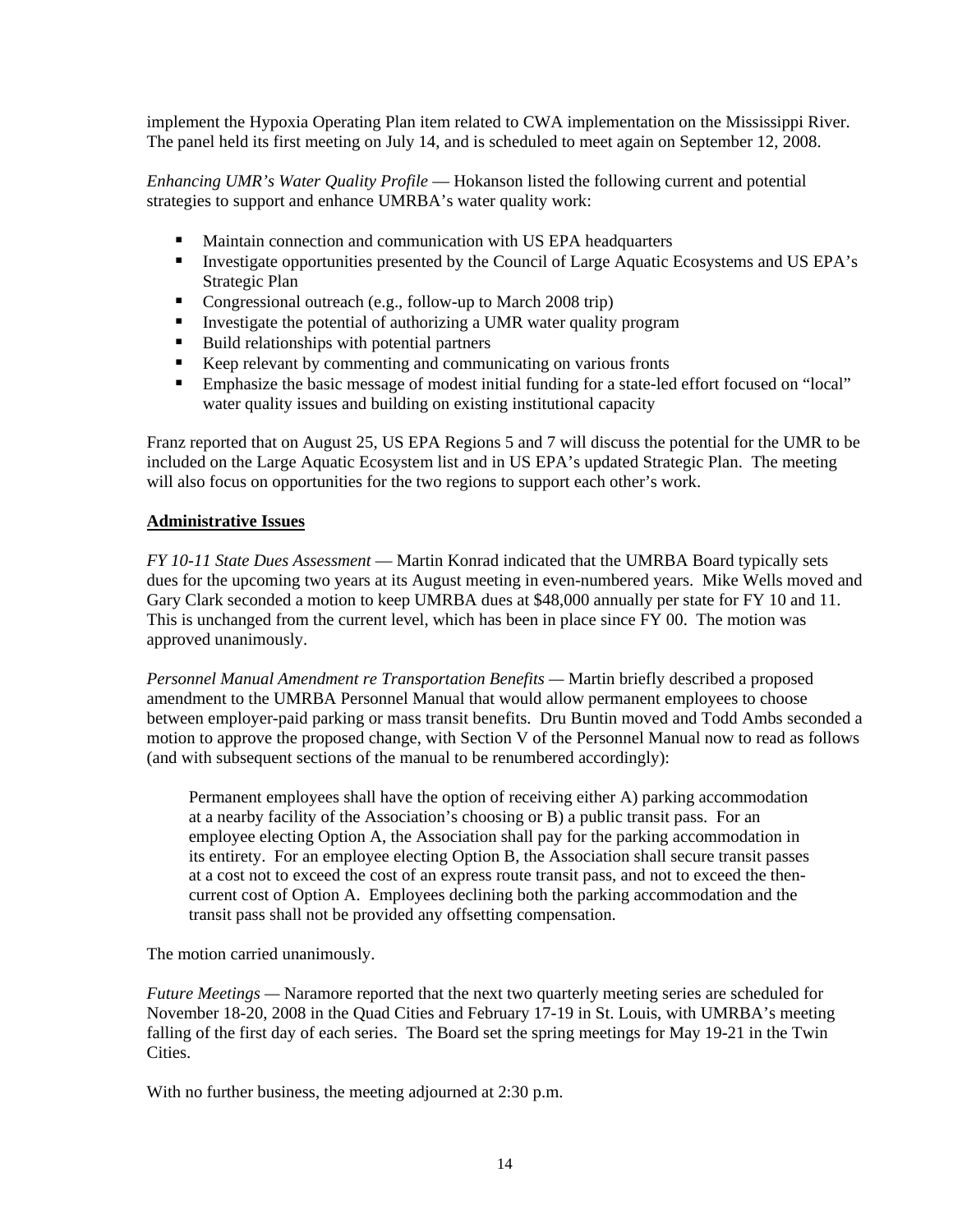implement the Hypoxia Operating Plan item related to CWA implementation on the Mississippi River. The panel held its first meeting on July 14, and is scheduled to meet again on September 12, 2008.

*Enhancing UMR's Water Quality Profile* — Hokanson listed the following current and potential strategies to support and enhance UMRBA's water quality work:

- Maintain connection and communication with US EPA headquarters
- Investigate opportunities presented by the Council of Large Aquatic Ecosystems and US EPA's Strategic Plan
- Congressional outreach (e.g., follow-up to March 2008 trip)
- Investigate the potential of authorizing a UMR water quality program
- Build relationships with potential partners
- Keep relevant by commenting and communicating on various fronts
- Emphasize the basic message of modest initial funding for a state-led effort focused on "local" water quality issues and building on existing institutional capacity

Franz reported that on August 25, US EPA Regions 5 and 7 will discuss the potential for the UMR to be included on the Large Aquatic Ecosystem list and in US EPA's updated Strategic Plan. The meeting will also focus on opportunities for the two regions to support each other's work.

**Administrative Issues**

*FY 10-11 State Dues Assessment* — Martin Konrad indicated that the UMRBA Board typically sets dues for the upcoming two years at its August meeting in even-numbered years. Mike Wells moved and Gary Clark seconded a motion to keep UMRBA dues at $48,000 annually per state for FY 10 and 11. This is unchanged from the current level, which has been in place since FY 00. The motion was approved unanimously.

*Personnel Manual Amendment re Transportation Benefits* — Martin briefly described a proposed amendment to the UMRBA Personnel Manual that would allow permanent employees to choose between employer-paid parking or mass transit benefits. Dru Buntin moved and Todd Ambs seconded a motion to approve the proposed change, with Section V of the Personnel Manual now to read as follows (and with subsequent sections of the manual to be renumbered accordingly):

> Permanent employees shall have the option of receiving either A) parking accommodation at a nearby facility of the Association's choosing or B) a public transit pass. For an employee electing Option A, the Association shall pay for the parking accommodation in its entirety. For an employee electing Option B, the Association shall secure transit passes at a cost not to exceed the cost of an express route transit pass, and not to exceed the then-current cost of Option A. Employees declining both the parking accommodation and the transit pass shall not be provided any offsetting compensation.

The motion carried unanimously.

*Future Meetings* — Naramore reported that the next two quarterly meeting series are scheduled for November 18-20, 2008 in the Quad Cities and February 17-19 in St. Louis, with UMRBA's meeting falling of the first day of each series. The Board set the spring meetings for May 19-21 in the Twin Cities.

With no further business, the meeting adjourned at 2:30 p.m.